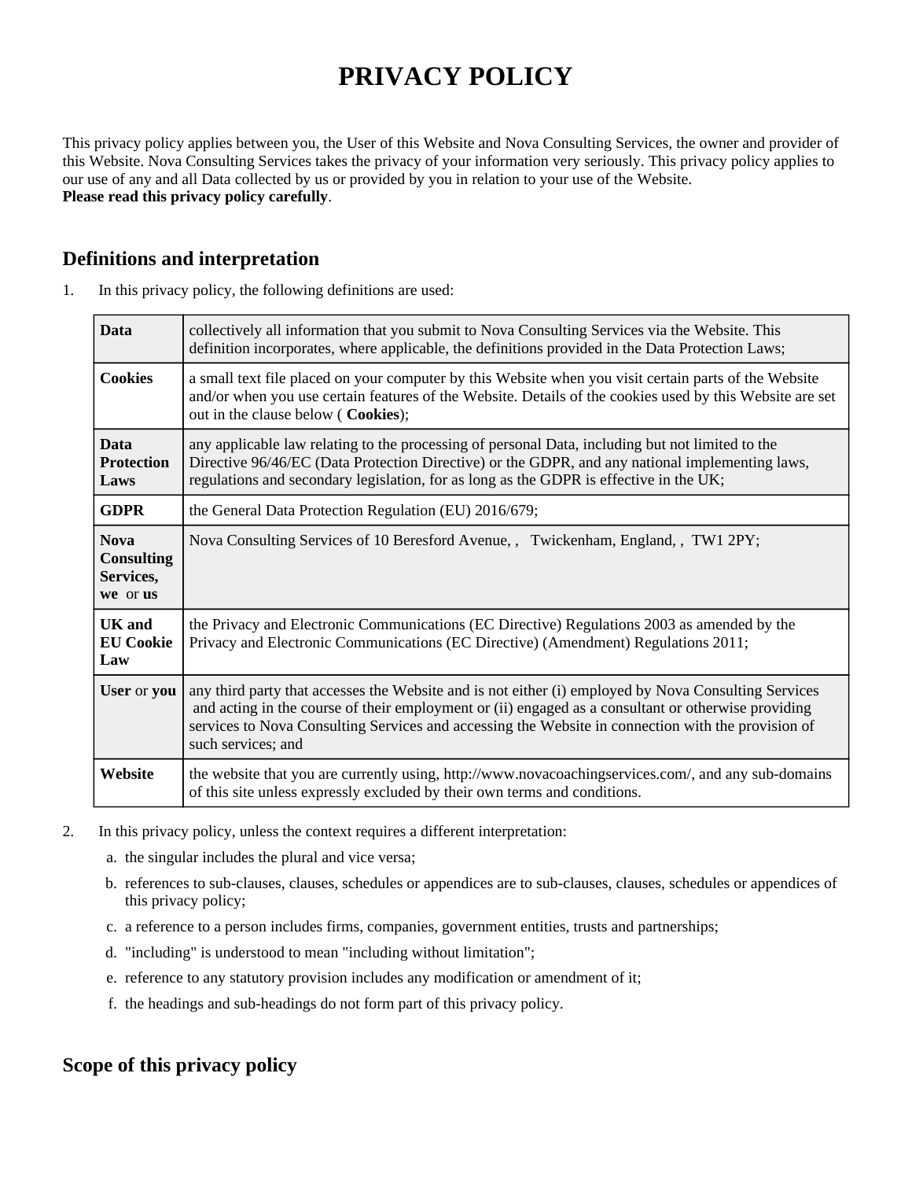# PRIVACY POLICY

This privacy policy applies between you, the User of this Website and Nova Consulting Services, the owner and provider of this Website. Nova Consulting Services takes the privacy of your information very seriously. This privacy policy applies to our use of any and all Data collected by us or provided by you in relation to your use of the Website.
**Please read this privacy policy carefully**.

## Definitions and interpretation

1. In this privacy policy, the following definitions are used:

| | |
|---|---|
| **Data** | collectively all information that you submit to Nova Consulting Services via the Website. This definition incorporates, where applicable, the definitions provided in the Data Protection Laws; |
| **Cookies** | a small text file placed on your computer by this Website when you visit certain parts of the Website and/or when you use certain features of the Website. Details of the cookies used by this Website are set out in the clause below ( **Cookies**); |
| **Data Protection Laws** | any applicable law relating to the processing of personal Data, including but not limited to the Directive 96/46/EC (Data Protection Directive) or the GDPR, and any national implementing laws, regulations and secondary legislation, for as long as the GDPR is effective in the UK; |
| **GDPR** | the General Data Protection Regulation (EU) 2016/679; |
| **Nova Consulting Services, we** or **us** | Nova Consulting Services of 10 Beresford Avenue, , Twickenham, England, , TW1 2PY; |
| **UK and EU Cookie Law** | the Privacy and Electronic Communications (EC Directive) Regulations 2003 as amended by the Privacy and Electronic Communications (EC Directive) (Amendment) Regulations 2011; |
| **User** or **you** | any third party that accesses the Website and is not either (i) employed by Nova Consulting Services and acting in the course of their employment or (ii) engaged as a consultant or otherwise providing services to Nova Consulting Services and accessing the Website in connection with the provision of such services; and |
| **Website** | the website that you are currently using, http://www.novacoachingservices.com/, and any sub-domains of this site unless expressly excluded by their own terms and conditions. |

2. In this privacy policy, unless the context requires a different interpretation:
   a. the singular includes the plural and vice versa;
   b. references to sub-clauses, clauses, schedules or appendices are to sub-clauses, clauses, schedules or appendices of this privacy policy;
   c. a reference to a person includes firms, companies, government entities, trusts and partnerships;
   d. "including" is understood to mean "including without limitation";
   e. reference to any statutory provision includes any modification or amendment of it;
   f. the headings and sub-headings do not form part of this privacy policy.

## Scope of this privacy policy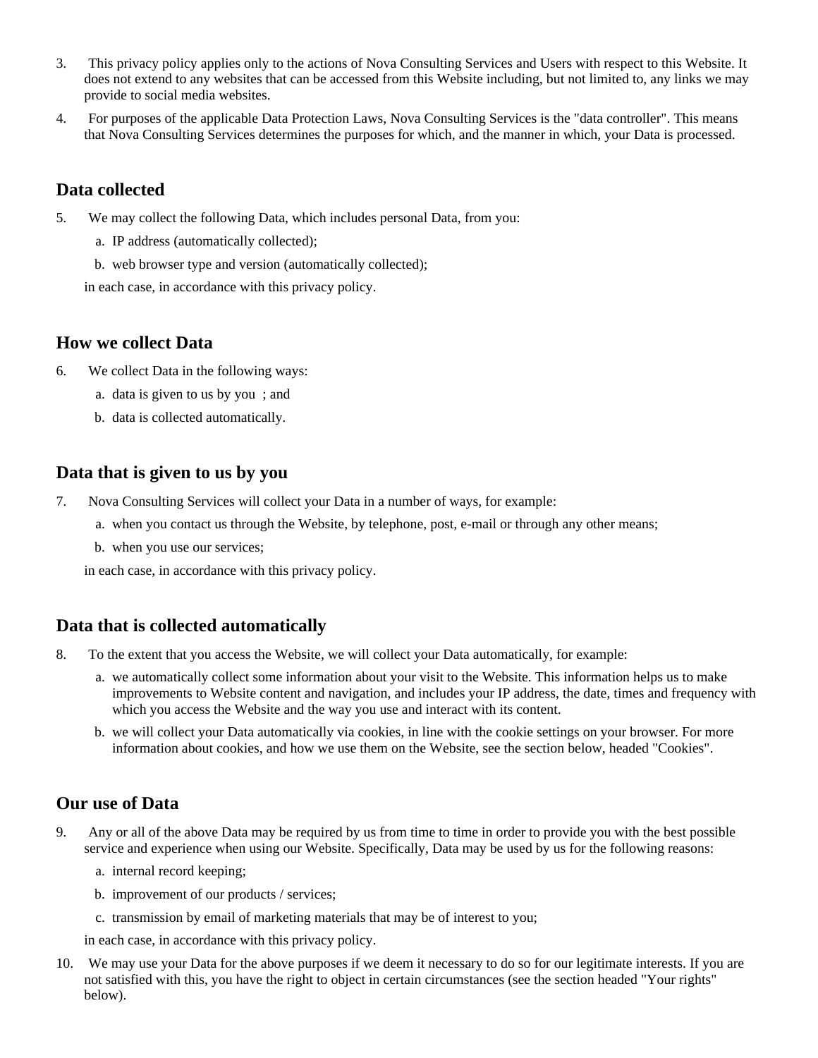3. This privacy policy applies only to the actions of Nova Consulting Services and Users with respect to this Website. It does not extend to any websites that can be accessed from this Website including, but not limited to, any links we may provide to social media websites.

4. For purposes of the applicable Data Protection Laws, Nova Consulting Services is the "data controller". This means that Nova Consulting Services determines the purposes for which, and the manner in which, your Data is processed.

## Data collected

5. We may collect the following Data, which includes personal Data, from you:

   a. IP address (automatically collected);

   b. web browser type and version (automatically collected);

   in each case, in accordance with this privacy policy.

## How we collect Data

6. We collect Data in the following ways:

   a. data is given to us by you ; and

   b. data is collected automatically.

## Data that is given to us by you

7. Nova Consulting Services will collect your Data in a number of ways, for example:

   a. when you contact us through the Website, by telephone, post, e-mail or through any other means;

   b. when you use our services;

   in each case, in accordance with this privacy policy.

## Data that is collected automatically

8. To the extent that you access the Website, we will collect your Data automatically, for example:

   a. we automatically collect some information about your visit to the Website. This information helps us to make improvements to Website content and navigation, and includes your IP address, the date, times and frequency with which you access the Website and the way you use and interact with its content.

   b. we will collect your Data automatically via cookies, in line with the cookie settings on your browser. For more information about cookies, and how we use them on the Website, see the section below, headed "Cookies".

## Our use of Data

9. Any or all of the above Data may be required by us from time to time in order to provide you with the best possible service and experience when using our Website. Specifically, Data may be used by us for the following reasons:

   a. internal record keeping;

   b. improvement of our products / services;

   c. transmission by email of marketing materials that may be of interest to you;

   in each case, in accordance with this privacy policy.

10. We may use your Data for the above purposes if we deem it necessary to do so for our legitimate interests. If you are not satisfied with this, you have the right to object in certain circumstances (see the section headed "Your rights" below).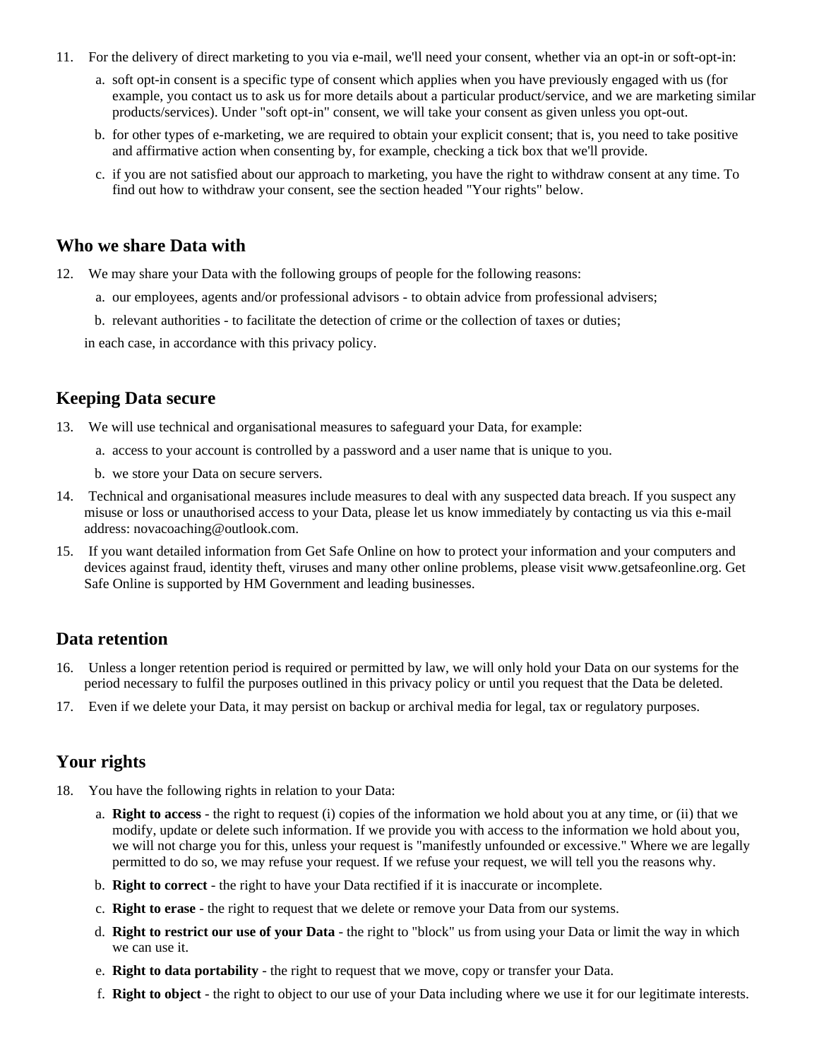11. For the delivery of direct marketing to you via e-mail, we'll need your consent, whether via an opt-in or soft-opt-in:

    a. soft opt-in consent is a specific type of consent which applies when you have previously engaged with us (for example, you contact us to ask us for more details about a particular product/service, and we are marketing similar products/services). Under "soft opt-in" consent, we will take your consent as given unless you opt-out.

    b. for other types of e-marketing, we are required to obtain your explicit consent; that is, you need to take positive and affirmative action when consenting by, for example, checking a tick box that we'll provide.

    c. if you are not satisfied about our approach to marketing, you have the right to withdraw consent at any time. To find out how to withdraw your consent, see the section headed "Your rights" below.

## Who we share Data with

12. We may share your Data with the following groups of people for the following reasons:

    a. our employees, agents and/or professional advisors - to obtain advice from professional advisers;

    b. relevant authorities - to facilitate the detection of crime or the collection of taxes or duties;

    in each case, in accordance with this privacy policy.

## Keeping Data secure

13. We will use technical and organisational measures to safeguard your Data, for example:

    a. access to your account is controlled by a password and a user name that is unique to you.

    b. we store your Data on secure servers.

14. Technical and organisational measures include measures to deal with any suspected data breach. If you suspect any misuse or loss or unauthorised access to your Data, please let us know immediately by contacting us via this e-mail address: novacoaching@outlook.com.

15. If you want detailed information from Get Safe Online on how to protect your information and your computers and devices against fraud, identity theft, viruses and many other online problems, please visit www.getsafeonline.org. Get Safe Online is supported by HM Government and leading businesses.

## Data retention

16. Unless a longer retention period is required or permitted by law, we will only hold your Data on our systems for the period necessary to fulfil the purposes outlined in this privacy policy or until you request that the Data be deleted.

17. Even if we delete your Data, it may persist on backup or archival media for legal, tax or regulatory purposes.

## Your rights

18. You have the following rights in relation to your Data:

    a. **Right to access** - the right to request (i) copies of the information we hold about you at any time, or (ii) that we modify, update or delete such information. If we provide you with access to the information we hold about you, we will not charge you for this, unless your request is "manifestly unfounded or excessive." Where we are legally permitted to do so, we may refuse your request. If we refuse your request, we will tell you the reasons why.

    b. **Right to correct** - the right to have your Data rectified if it is inaccurate or incomplete.

    c. **Right to erase** - the right to request that we delete or remove your Data from our systems.

    d. **Right to restrict our use of your Data** - the right to "block" us from using your Data or limit the way in which we can use it.

    e. **Right to data portability** - the right to request that we move, copy or transfer your Data.

    f. **Right to object** - the right to object to our use of your Data including where we use it for our legitimate interests.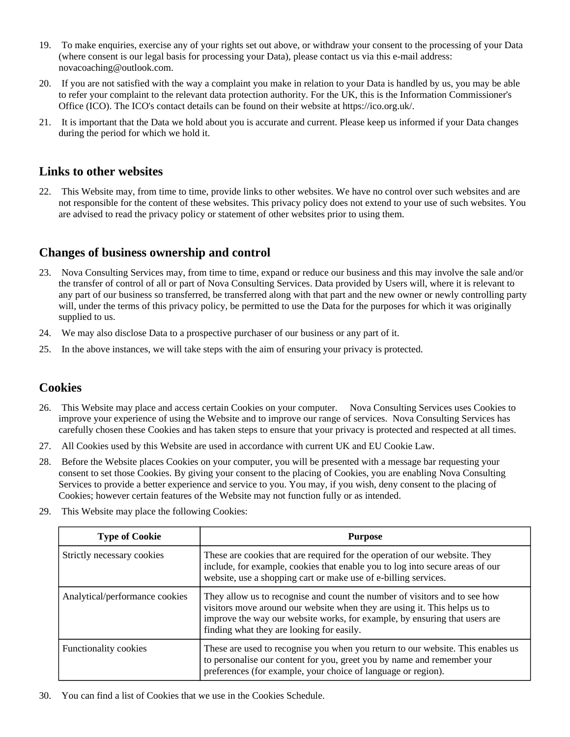19. To make enquiries, exercise any of your rights set out above, or withdraw your consent to the processing of your Data (where consent is our legal basis for processing your Data), please contact us via this e-mail address: novacoaching@outlook.com.

20. If you are not satisfied with the way a complaint you make in relation to your Data is handled by us, you may be able to refer your complaint to the relevant data protection authority. For the UK, this is the Information Commissioner's Office (ICO). The ICO's contact details can be found on their website at https://ico.org.uk/.

21. It is important that the Data we hold about you is accurate and current. Please keep us informed if your Data changes during the period for which we hold it.

## Links to other websites

22. This Website may, from time to time, provide links to other websites. We have no control over such websites and are not responsible for the content of these websites. This privacy policy does not extend to your use of such websites. You are advised to read the privacy policy or statement of other websites prior to using them.

## Changes of business ownership and control

23. Nova Consulting Services may, from time to time, expand or reduce our business and this may involve the sale and/or the transfer of control of all or part of Nova Consulting Services. Data provided by Users will, where it is relevant to any part of our business so transferred, be transferred along with that part and the new owner or newly controlling party will, under the terms of this privacy policy, be permitted to use the Data for the purposes for which it was originally supplied to us.

24. We may also disclose Data to a prospective purchaser of our business or any part of it.

25. In the above instances, we will take steps with the aim of ensuring your privacy is protected.

## Cookies

26. This Website may place and access certain Cookies on your computer. Nova Consulting Services uses Cookies to improve your experience of using the Website and to improve our range of services. Nova Consulting Services has carefully chosen these Cookies and has taken steps to ensure that your privacy is protected and respected at all times.

27. All Cookies used by this Website are used in accordance with current UK and EU Cookie Law.

28. Before the Website places Cookies on your computer, you will be presented with a message bar requesting your consent to set those Cookies. By giving your consent to the placing of Cookies, you are enabling Nova Consulting Services to provide a better experience and service to you. You may, if you wish, deny consent to the placing of Cookies; however certain features of the Website may not function fully or as intended.

29. This Website may place the following Cookies:

| Type of Cookie | Purpose |
|---|---|
| Strictly necessary cookies | These are cookies that are required for the operation of our website. They include, for example, cookies that enable you to log into secure areas of our website, use a shopping cart or make use of e-billing services. |
| Analytical/performance cookies | They allow us to recognise and count the number of visitors and to see how visitors move around our website when they are using it. This helps us to improve the way our website works, for example, by ensuring that users are finding what they are looking for easily. |
| Functionality cookies | These are used to recognise you when you return to our website. This enables us to personalise our content for you, greet you by name and remember your preferences (for example, your choice of language or region). |

30. You can find a list of Cookies that we use in the Cookies Schedule.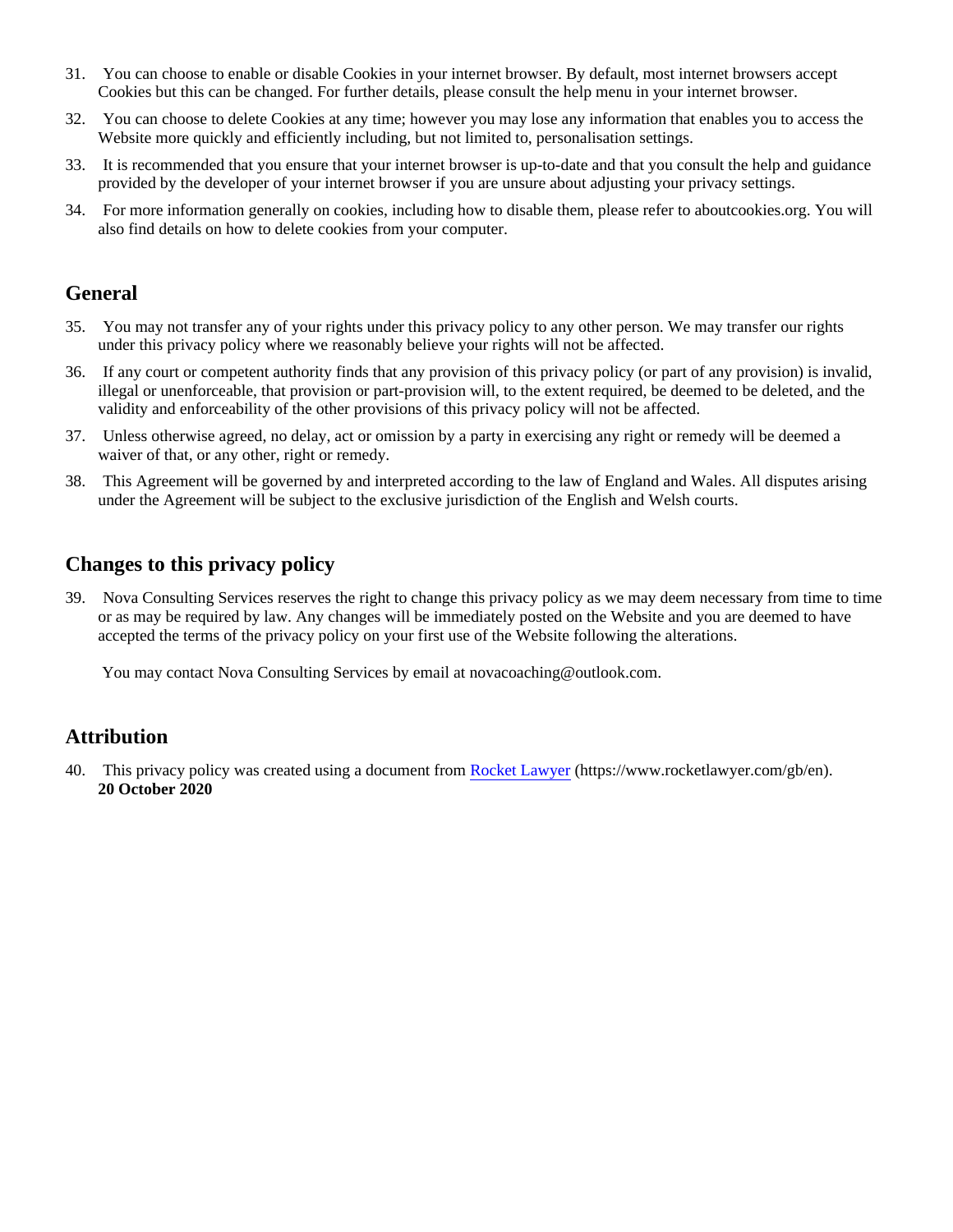31. You can choose to enable or disable Cookies in your internet browser. By default, most internet browsers accept Cookies but this can be changed. For further details, please consult the help menu in your internet browser.
32. You can choose to delete Cookies at any time; however you may lose any information that enables you to access the Website more quickly and efficiently including, but not limited to, personalisation settings.
33. It is recommended that you ensure that your internet browser is up-to-date and that you consult the help and guidance provided by the developer of your internet browser if you are unsure about adjusting your privacy settings.
34. For more information generally on cookies, including how to disable them, please refer to aboutcookies.org. You will also find details on how to delete cookies from your computer.

## General

35. You may not transfer any of your rights under this privacy policy to any other person. We may transfer our rights under this privacy policy where we reasonably believe your rights will not be affected.
36. If any court or competent authority finds that any provision of this privacy policy (or part of any provision) is invalid, illegal or unenforceable, that provision or part-provision will, to the extent required, be deemed to be deleted, and the validity and enforceability of the other provisions of this privacy policy will not be affected.
37. Unless otherwise agreed, no delay, act or omission by a party in exercising any right or remedy will be deemed a waiver of that, or any other, right or remedy.
38. This Agreement will be governed by and interpreted according to the law of England and Wales. All disputes arising under the Agreement will be subject to the exclusive jurisdiction of the English and Welsh courts.

## Changes to this privacy policy

39. Nova Consulting Services reserves the right to change this privacy policy as we may deem necessary from time to time or as may be required by law. Any changes will be immediately posted on the Website and you are deemed to have accepted the terms of the privacy policy on your first use of the Website following the alterations.

    You may contact Nova Consulting Services by email at novacoaching@outlook.com.

## Attribution

40. This privacy policy was created using a document from [Rocket Lawyer](https://www.rocketlawyer.com/gb/en) (https://www.rocketlawyer.com/gb/en).
    **20 October 2020**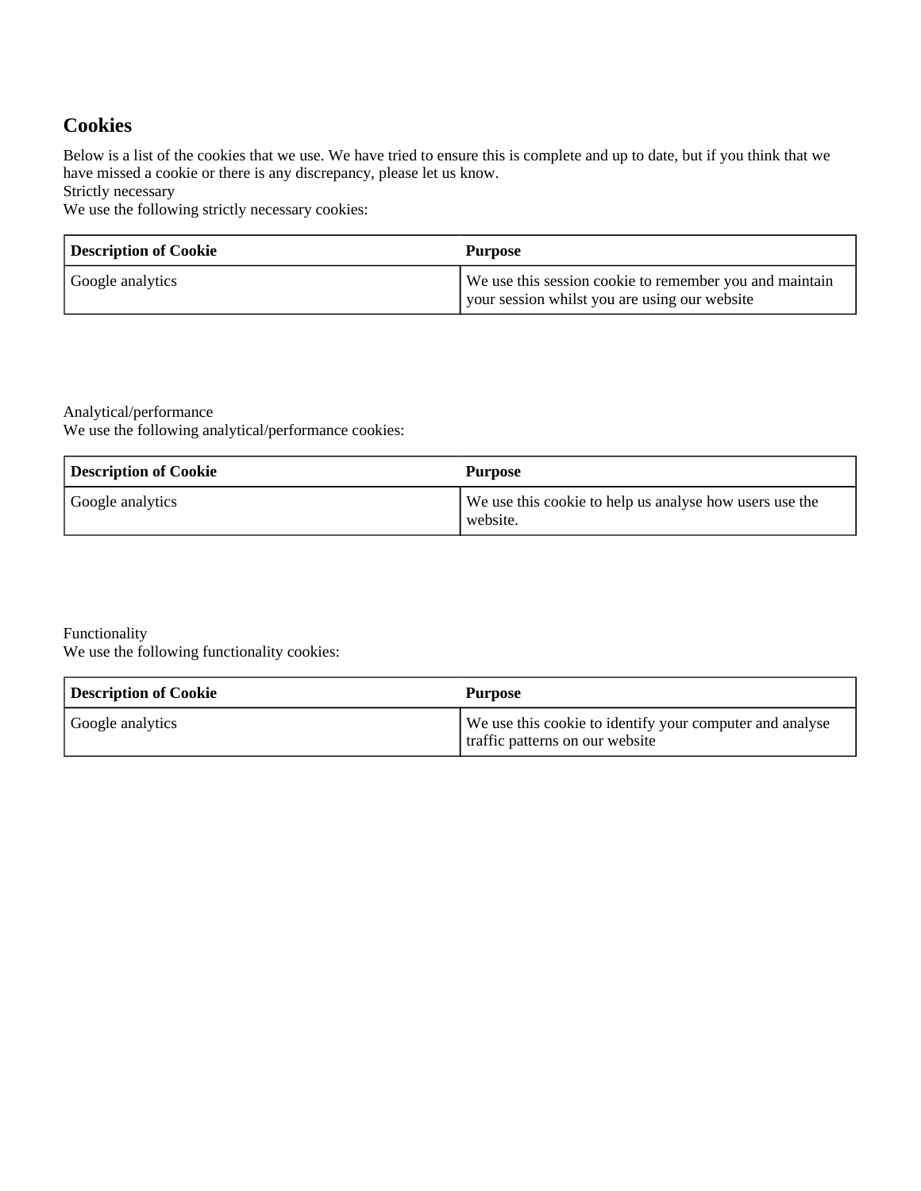## Cookies

Below is a list of the cookies that we use. We have tried to ensure this is complete and up to date, but if you think that we have missed a cookie or there is any discrepancy, please let us know.

Strictly necessary

We use the following strictly necessary cookies:

| **Description of Cookie** | **Purpose** |
| --- | --- |
| Google analytics | We use this session cookie to remember you and maintain your session whilst you are using our website |

Analytical/performance

We use the following analytical/performance cookies:

| **Description of Cookie** | **Purpose** |
| --- | --- |
| Google analytics | We use this cookie to help us analyse how users use the website. |

Functionality

We use the following functionality cookies:

| **Description of Cookie** | **Purpose** |
| --- | --- |
| Google analytics | We use this cookie to identify your computer and analyse traffic patterns on our website |